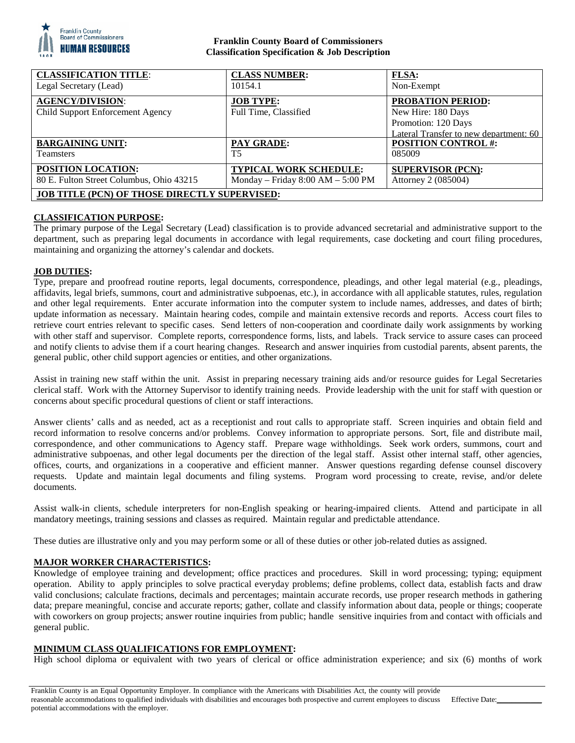**Franklin County Board of Commissioners**
**Classification Specification & Job Description**

| **CLASSIFICATION TITLE**: | **CLASS NUMBER:** | **FLSA:** |
|---|---|---|
| Legal Secretary (Lead) | 10154.1 | Non-Exempt |
| **AGENCY/DIVISION**: | **JOB TYPE:** | **PROBATION PERIOD:** |
| Child Support Enforcement Agency | Full Time, Classified | New Hire: 180 Days<br>Promotion: 120 Days<br>Lateral Transfer to new department: 60 |
| **BARGAINING UNIT:** | **PAY GRADE:** | **POSITION CONTROL #:** |
| Teamsters | T5 | 085009 |
| **POSITION LOCATION:** | **TYPICAL WORK SCHEDULE:** | **SUPERVISOR (PCN):** |
| 80 E. Fulton Street Columbus, Ohio 43215 | Monday – Friday 8:00 AM – 5:00 PM | Attorney 2 (085004) |
| **JOB TITLE (PCN) OF THOSE DIRECTLY SUPERVISED:** | | |

## CLASSIFICATION PURPOSE:

The primary purpose of the Legal Secretary (Lead) classification is to provide advanced secretarial and administrative support to the department, such as preparing legal documents in accordance with legal requirements, case docketing and court filing procedures, maintaining and organizing the attorney's calendar and dockets.

## JOB DUTIES:

Type, prepare and proofread routine reports, legal documents, correspondence, pleadings, and other legal material (e.g., pleadings, affidavits, legal briefs, summons, court and administrative subpoenas, etc.), in accordance with all applicable statutes, rules, regulation and other legal requirements. Enter accurate information into the computer system to include names, addresses, and dates of birth; update information as necessary. Maintain hearing codes, compile and maintain extensive records and reports. Access court files to retrieve court entries relevant to specific cases. Send letters of non-cooperation and coordinate daily work assignments by working with other staff and supervisor. Complete reports, correspondence forms, lists, and labels. Track service to assure cases can proceed and notify clients to advise them if a court hearing changes. Research and answer inquiries from custodial parents, absent parents, the general public, other child support agencies or entities, and other organizations.

Assist in training new staff within the unit. Assist in preparing necessary training aids and/or resource guides for Legal Secretaries clerical staff. Work with the Attorney Supervisor to identify training needs. Provide leadership with the unit for staff with question or concerns about specific procedural questions of client or staff interactions.

Answer clients' calls and as needed, act as a receptionist and rout calls to appropriate staff. Screen inquiries and obtain field and record information to resolve concerns and/or problems. Convey information to appropriate persons. Sort, file and distribute mail, correspondence, and other communications to Agency staff. Prepare wage withholdings. Seek work orders, summons, court and administrative subpoenas, and other legal documents per the direction of the legal staff. Assist other internal staff, other agencies, offices, courts, and organizations in a cooperative and efficient manner. Answer questions regarding defense counsel discovery requests. Update and maintain legal documents and filing systems. Program word processing to create, revise, and/or delete documents.

Assist walk-in clients, schedule interpreters for non-English speaking or hearing-impaired clients. Attend and participate in all mandatory meetings, training sessions and classes as required. Maintain regular and predictable attendance.

These duties are illustrative only and you may perform some or all of these duties or other job-related duties as assigned.

## MAJOR WORKER CHARACTERISTICS:

Knowledge of employee training and development; office practices and procedures. Skill in word processing; typing; equipment operation. Ability to apply principles to solve practical everyday problems; define problems, collect data, establish facts and draw valid conclusions; calculate fractions, decimals and percentages; maintain accurate records, use proper research methods in gathering data; prepare meaningful, concise and accurate reports; gather, collate and classify information about data, people or things; cooperate with coworkers on group projects; answer routine inquiries from public; handle sensitive inquiries from and contact with officials and general public.

## MINIMUM CLASS QUALIFICATIONS FOR EMPLOYMENT:

High school diploma or equivalent with two years of clerical or office administration experience; and six (6) months of work

Franklin County is an Equal Opportunity Employer. In compliance with the Americans with Disabilities Act, the county will provide reasonable accommodations to qualified individuals with disabilities and encourages both prospective and current employees to discuss potential accommodations with the employer. Effective Date:\_\_\_\_\_\_\_\_\_\_\_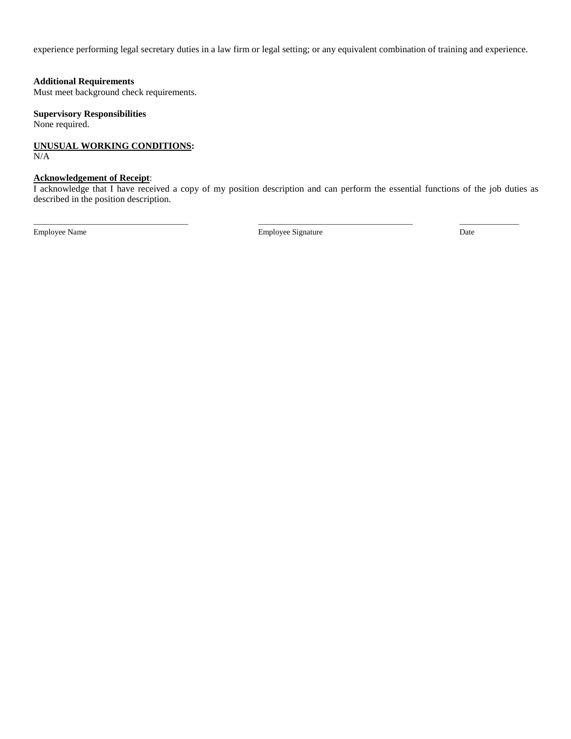experience performing legal secretary duties in a law firm or legal setting; or any equivalent combination of training and experience.

**Additional Requirements**
Must meet background check requirements.

**Supervisory Responsibilities**
None required.

**UNUSUAL WORKING CONDITIONS:**
N/A

**Acknowledgement of Receipt**:
I acknowledge that I have received a copy of my position description and can perform the essential functions of the job duties as described in the position description.

| | | |
|---|---|---|
| ___________________________________ | ___________________________________ | ______________ |
| Employee Name | Employee Signature | Date |